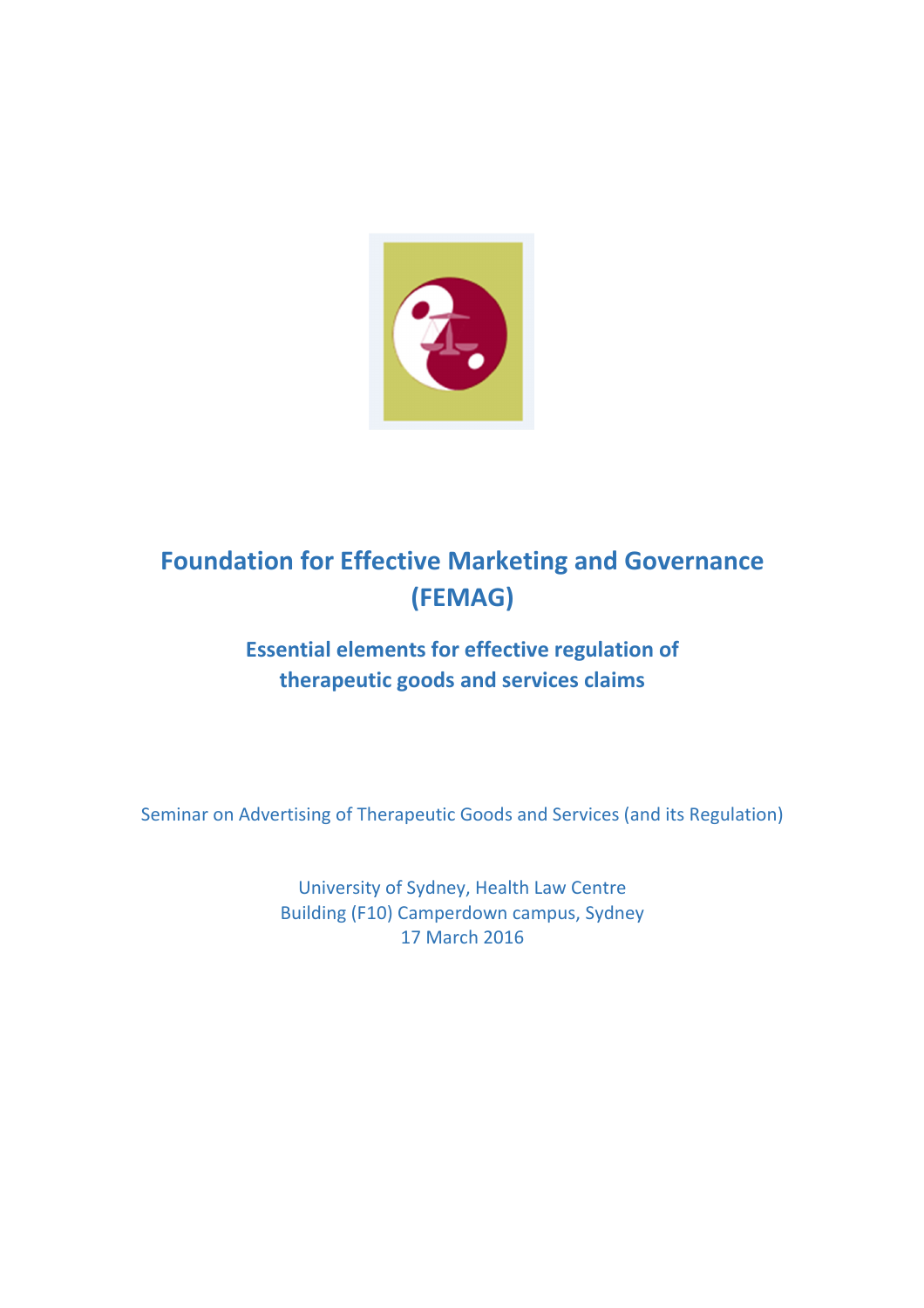# Foundation for Effective Marketing and Governance (FEMAG)

## Essential elements for effective regulation of therapeutic goods and services claims

Seminar on Advertising of Therapeutic Goods and Services (and its Regulation)

University of Sydney, Health Law Centre
Building (F10) Camperdown campus, Sydney
17 March 2016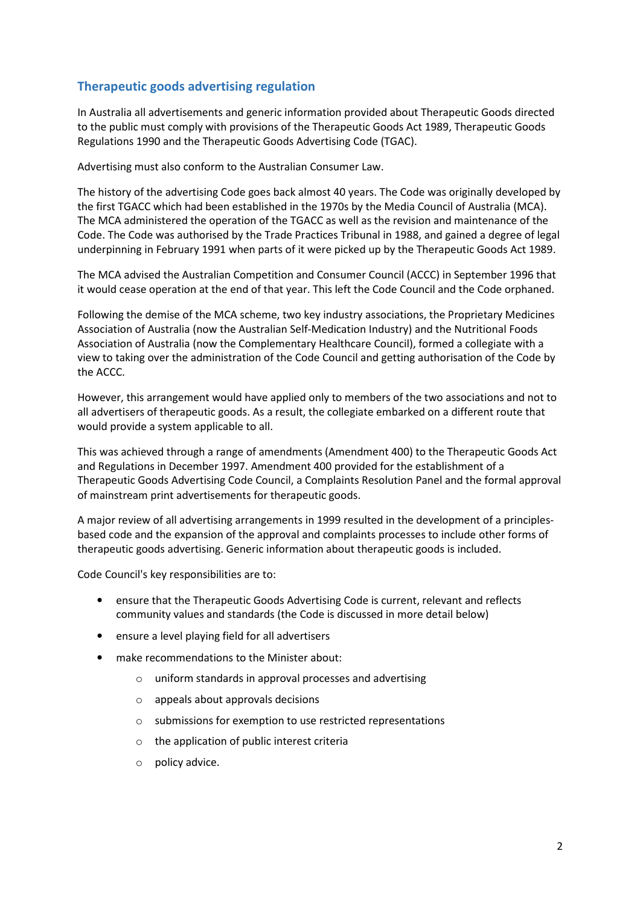## Therapeutic goods advertising regulation

In Australia all advertisements and generic information provided about Therapeutic Goods directed to the public must comply with provisions of the Therapeutic Goods Act 1989, Therapeutic Goods Regulations 1990 and the Therapeutic Goods Advertising Code (TGAC).

Advertising must also conform to the Australian Consumer Law.

The history of the advertising Code goes back almost 40 years. The Code was originally developed by the first TGACC which had been established in the 1970s by the Media Council of Australia (MCA). The MCA administered the operation of the TGACC as well as the revision and maintenance of the Code. The Code was authorised by the Trade Practices Tribunal in 1988, and gained a degree of legal underpinning in February 1991 when parts of it were picked up by the Therapeutic Goods Act 1989.

The MCA advised the Australian Competition and Consumer Council (ACCC) in September 1996 that it would cease operation at the end of that year. This left the Code Council and the Code orphaned.

Following the demise of the MCA scheme, two key industry associations, the Proprietary Medicines Association of Australia (now the Australian Self-Medication Industry) and the Nutritional Foods Association of Australia (now the Complementary Healthcare Council), formed a collegiate with a view to taking over the administration of the Code Council and getting authorisation of the Code by the ACCC.

However, this arrangement would have applied only to members of the two associations and not to all advertisers of therapeutic goods. As a result, the collegiate embarked on a different route that would provide a system applicable to all.

This was achieved through a range of amendments (Amendment 400) to the Therapeutic Goods Act and Regulations in December 1997. Amendment 400 provided for the establishment of a Therapeutic Goods Advertising Code Council, a Complaints Resolution Panel and the formal approval of mainstream print advertisements for therapeutic goods.

A major review of all advertising arrangements in 1999 resulted in the development of a principles-based code and the expansion of the approval and complaints processes to include other forms of therapeutic goods advertising. Generic information about therapeutic goods is included.

Code Council's key responsibilities are to:

- ensure that the Therapeutic Goods Advertising Code is current, relevant and reflects community values and standards (the Code is discussed in more detail below)
- ensure a level playing field for all advertisers
- make recommendations to the Minister about:
  - uniform standards in approval processes and advertising
  - appeals about approvals decisions
  - submissions for exemption to use restricted representations
  - the application of public interest criteria
  - policy advice.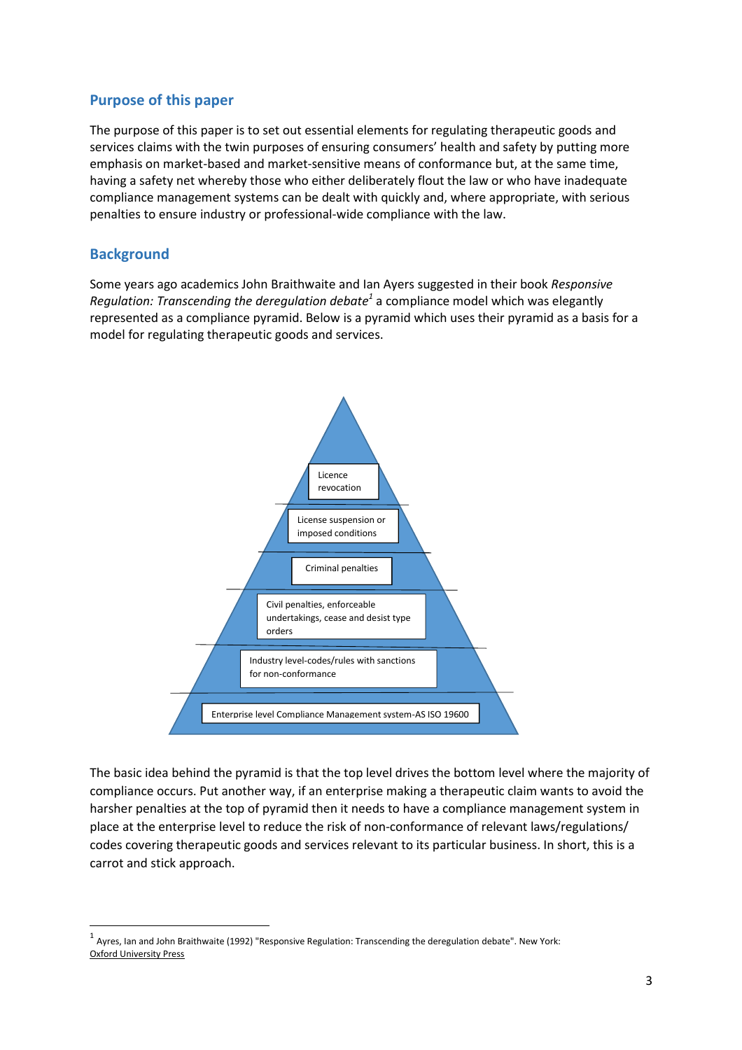## Purpose of this paper

The purpose of this paper is to set out essential elements for regulating therapeutic goods and services claims with the twin purposes of ensuring consumers' health and safety by putting more emphasis on market-based and market-sensitive means of conformance but, at the same time, having a safety net whereby those who either deliberately flout the law or who have inadequate compliance management systems can be dealt with quickly and, where appropriate, with serious penalties to ensure industry or professional-wide compliance with the law.

## Background

Some years ago academics John Braithwaite and Ian Ayers suggested in their book *Responsive Regulation: Transcending the deregulation debate*[1] a compliance model which was elegantly represented as a compliance pyramid. Below is a pyramid which uses their pyramid as a basis for a model for regulating therapeutic goods and services.

- Licence revocation
- License suspension or imposed conditions
- Criminal penalties
- Civil penalties, enforceable undertakings, cease and desist type orders
- Industry level-codes/rules with sanctions for non-conformance
- Enterprise level Compliance Management system-AS ISO 19600

The basic idea behind the pyramid is that the top level drives the bottom level where the majority of compliance occurs. Put another way, if an enterprise making a therapeutic claim wants to avoid the harsher penalties at the top of pyramid then it needs to have a compliance management system in place at the enterprise level to reduce the risk of non-conformance of relevant laws/regulations/ codes covering therapeutic goods and services relevant to its particular business. In short, this is a carrot and stick approach.

[1] Ayres, Ian and John Braithwaite (1992) "Responsive Regulation: Transcending the deregulation debate". New York: Oxford University Press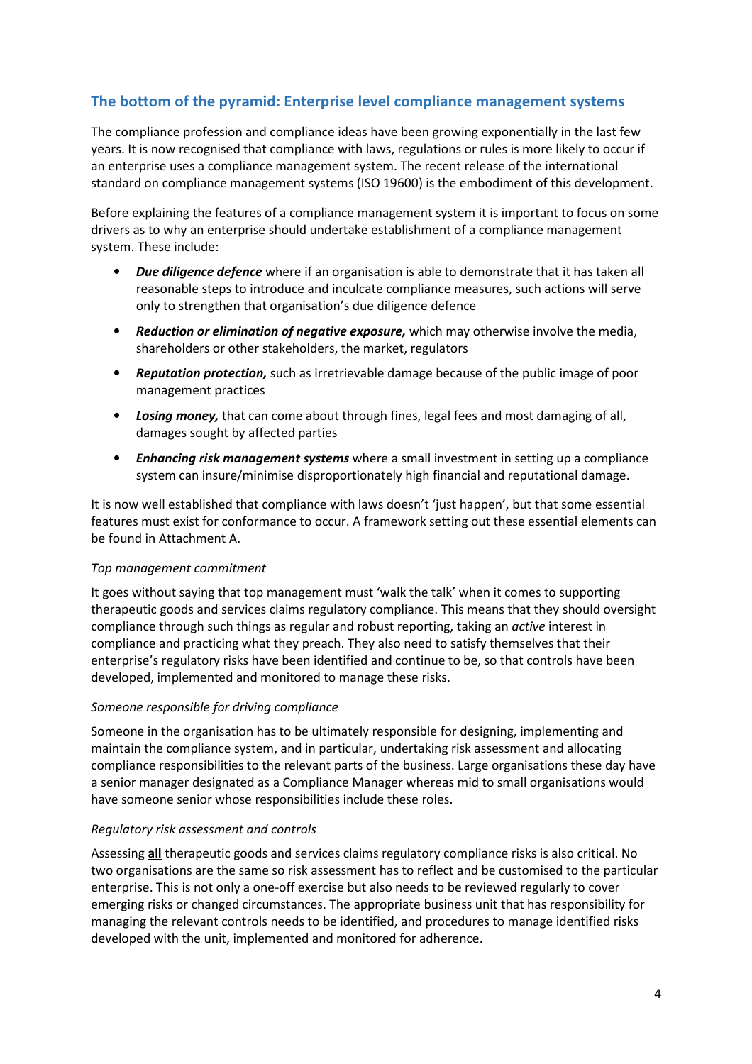## The bottom of the pyramid: Enterprise level compliance management systems

The compliance profession and compliance ideas have been growing exponentially in the last few years. It is now recognised that compliance with laws, regulations or rules is more likely to occur if an enterprise uses a compliance management system. The recent release of the international standard on compliance management systems (ISO 19600) is the embodiment of this development.

Before explaining the features of a compliance management system it is important to focus on some drivers as to why an enterprise should undertake establishment of a compliance management system. These include:

- ***Due diligence defence*** where if an organisation is able to demonstrate that it has taken all reasonable steps to introduce and inculcate compliance measures, such actions will serve only to strengthen that organisation's due diligence defence
- ***Reduction or elimination of negative exposure,*** which may otherwise involve the media, shareholders or other stakeholders, the market, regulators
- ***Reputation protection,*** such as irretrievable damage because of the public image of poor management practices
- ***Losing money,*** that can come about through fines, legal fees and most damaging of all, damages sought by affected parties
- ***Enhancing risk management systems*** where a small investment in setting up a compliance system can insure/minimise disproportionately high financial and reputational damage.

It is now well established that compliance with laws doesn't 'just happen', but that some essential features must exist for conformance to occur. A framework setting out these essential elements can be found in Attachment A.

*Top management commitment*

It goes without saying that top management must 'walk the talk' when it comes to supporting therapeutic goods and services claims regulatory compliance. This means that they should oversight compliance through such things as regular and robust reporting, taking an <u>*active*</u> interest in compliance and practicing what they preach. They also need to satisfy themselves that their enterprise's regulatory risks have been identified and continue to be, so that controls have been developed, implemented and monitored to manage these risks.

*Someone responsible for driving compliance*

Someone in the organisation has to be ultimately responsible for designing, implementing and maintain the compliance system, and in particular, undertaking risk assessment and allocating compliance responsibilities to the relevant parts of the business. Large organisations these day have a senior manager designated as a Compliance Manager whereas mid to small organisations would have someone senior whose responsibilities include these roles.

*Regulatory risk assessment and controls*

Assessing <u>**all**</u> therapeutic goods and services claims regulatory compliance risks is also critical. No two organisations are the same so risk assessment has to reflect and be customised to the particular enterprise. This is not only a one-off exercise but also needs to be reviewed regularly to cover emerging risks or changed circumstances. The appropriate business unit that has responsibility for managing the relevant controls needs to be identified, and procedures to manage identified risks developed with the unit, implemented and monitored for adherence.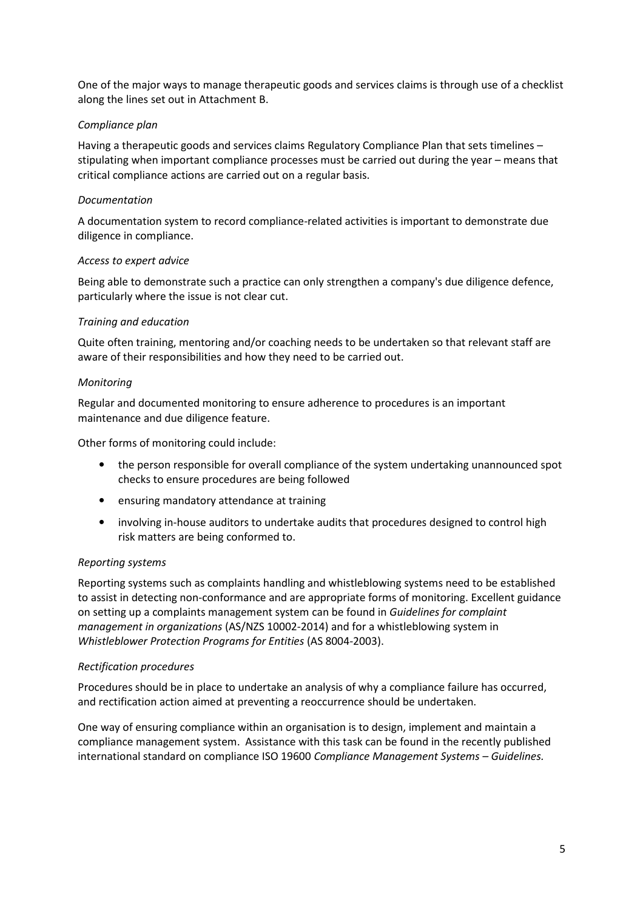One of the major ways to manage therapeutic goods and services claims is through use of a checklist along the lines set out in Attachment B.

*Compliance plan*

Having a therapeutic goods and services claims Regulatory Compliance Plan that sets timelines – stipulating when important compliance processes must be carried out during the year – means that critical compliance actions are carried out on a regular basis.

*Documentation*

A documentation system to record compliance-related activities is important to demonstrate due diligence in compliance.

*Access to expert advice*

Being able to demonstrate such a practice can only strengthen a company's due diligence defence, particularly where the issue is not clear cut.

*Training and education*

Quite often training, mentoring and/or coaching needs to be undertaken so that relevant staff are aware of their responsibilities and how they need to be carried out.

*Monitoring*

Regular and documented monitoring to ensure adherence to procedures is an important maintenance and due diligence feature.

Other forms of monitoring could include:

- the person responsible for overall compliance of the system undertaking unannounced spot checks to ensure procedures are being followed
- ensuring mandatory attendance at training
- involving in-house auditors to undertake audits that procedures designed to control high risk matters are being conformed to.

*Reporting systems*

Reporting systems such as complaints handling and whistleblowing systems need to be established to assist in detecting non-conformance and are appropriate forms of monitoring. Excellent guidance on setting up a complaints management system can be found in *Guidelines for complaint management in organizations* (AS/NZS 10002-2014) and for a whistleblowing system in *Whistleblower Protection Programs for Entities* (AS 8004-2003).

*Rectification procedures*

Procedures should be in place to undertake an analysis of why a compliance failure has occurred, and rectification action aimed at preventing a reoccurrence should be undertaken.

One way of ensuring compliance within an organisation is to design, implement and maintain a compliance management system. Assistance with this task can be found in the recently published international standard on compliance ISO 19600 *Compliance Management Systems – Guidelines.*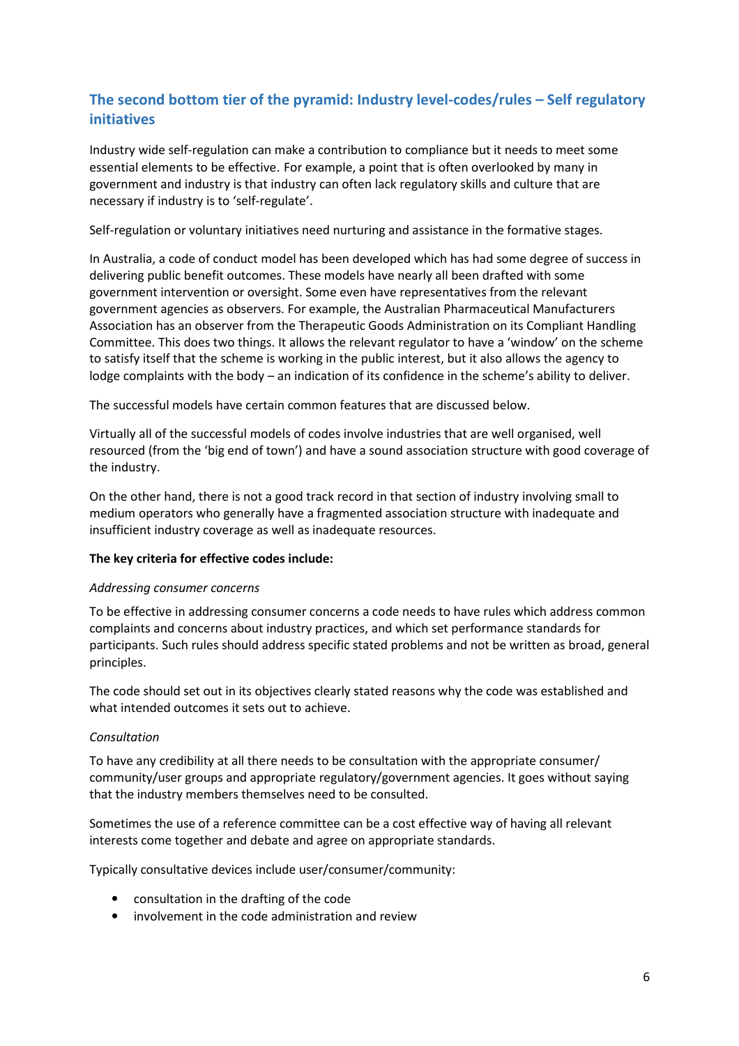## The second bottom tier of the pyramid: Industry level-codes/rules – Self regulatory initiatives

Industry wide self-regulation can make a contribution to compliance but it needs to meet some essential elements to be effective. For example, a point that is often overlooked by many in government and industry is that industry can often lack regulatory skills and culture that are necessary if industry is to 'self-regulate'.

Self-regulation or voluntary initiatives need nurturing and assistance in the formative stages.

In Australia, a code of conduct model has been developed which has had some degree of success in delivering public benefit outcomes. These models have nearly all been drafted with some government intervention or oversight. Some even have representatives from the relevant government agencies as observers. For example, the Australian Pharmaceutical Manufacturers Association has an observer from the Therapeutic Goods Administration on its Compliant Handling Committee. This does two things. It allows the relevant regulator to have a 'window' on the scheme to satisfy itself that the scheme is working in the public interest, but it also allows the agency to lodge complaints with the body – an indication of its confidence in the scheme's ability to deliver.

The successful models have certain common features that are discussed below.

Virtually all of the successful models of codes involve industries that are well organised, well resourced (from the 'big end of town') and have a sound association structure with good coverage of the industry.

On the other hand, there is not a good track record in that section of industry involving small to medium operators who generally have a fragmented association structure with inadequate and insufficient industry coverage as well as inadequate resources.

**The key criteria for effective codes include:**

*Addressing consumer concerns*

To be effective in addressing consumer concerns a code needs to have rules which address common complaints and concerns about industry practices, and which set performance standards for participants. Such rules should address specific stated problems and not be written as broad, general principles.

The code should set out in its objectives clearly stated reasons why the code was established and what intended outcomes it sets out to achieve.

*Consultation*

To have any credibility at all there needs to be consultation with the appropriate consumer/ community/user groups and appropriate regulatory/government agencies. It goes without saying that the industry members themselves need to be consulted.

Sometimes the use of a reference committee can be a cost effective way of having all relevant interests come together and debate and agree on appropriate standards.

Typically consultative devices include user/consumer/community:

- consultation in the drafting of the code
- involvement in the code administration and review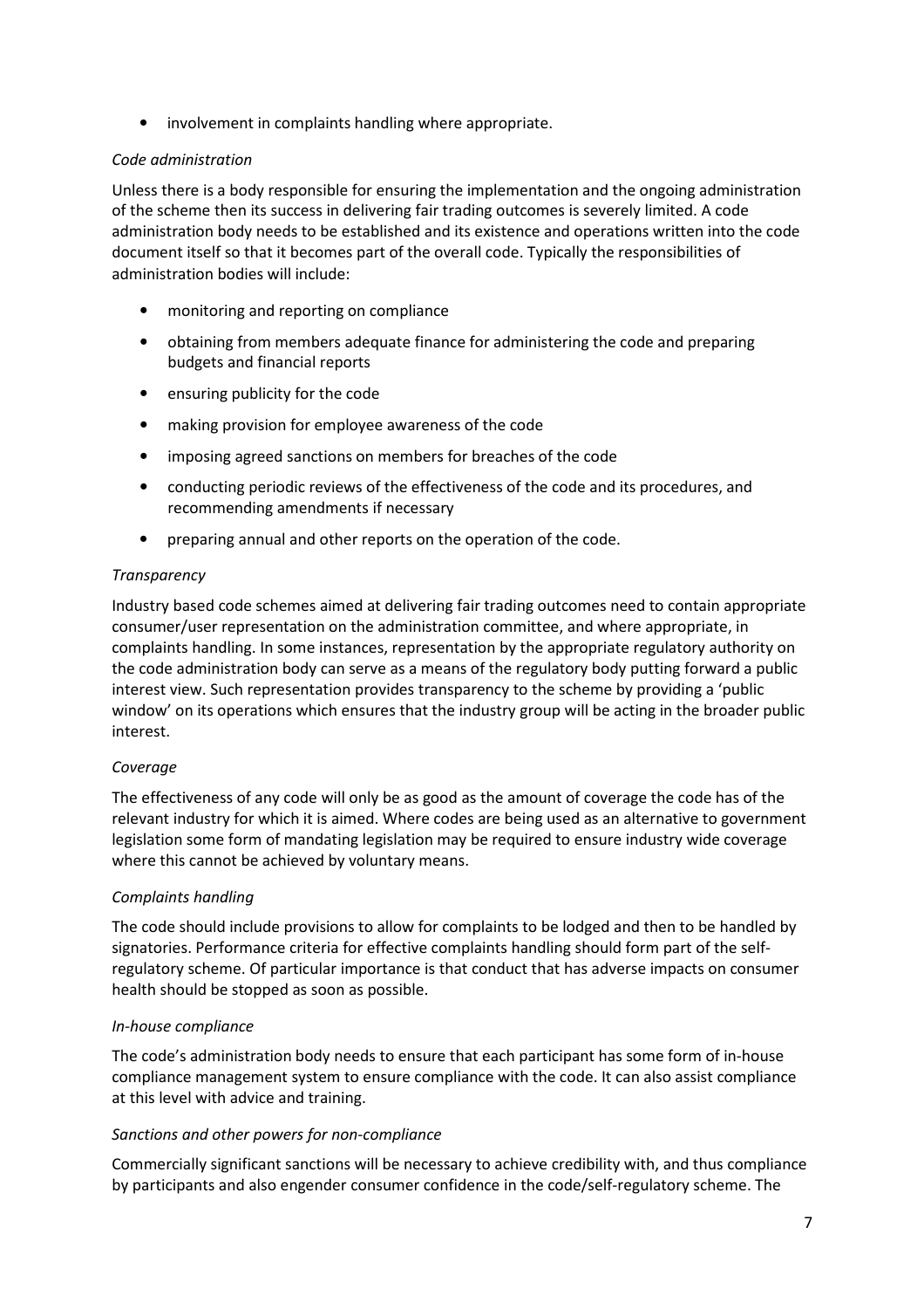- involvement in complaints handling where appropriate.

*Code administration*

Unless there is a body responsible for ensuring the implementation and the ongoing administration of the scheme then its success in delivering fair trading outcomes is severely limited. A code administration body needs to be established and its existence and operations written into the code document itself so that it becomes part of the overall code. Typically the responsibilities of administration bodies will include:

- monitoring and reporting on compliance
- obtaining from members adequate finance for administering the code and preparing budgets and financial reports
- ensuring publicity for the code
- making provision for employee awareness of the code
- imposing agreed sanctions on members for breaches of the code
- conducting periodic reviews of the effectiveness of the code and its procedures, and recommending amendments if necessary
- preparing annual and other reports on the operation of the code.

*Transparency*

Industry based code schemes aimed at delivering fair trading outcomes need to contain appropriate consumer/user representation on the administration committee, and where appropriate, in complaints handling. In some instances, representation by the appropriate regulatory authority on the code administration body can serve as a means of the regulatory body putting forward a public interest view. Such representation provides transparency to the scheme by providing a 'public window' on its operations which ensures that the industry group will be acting in the broader public interest.

*Coverage*

The effectiveness of any code will only be as good as the amount of coverage the code has of the relevant industry for which it is aimed. Where codes are being used as an alternative to government legislation some form of mandating legislation may be required to ensure industry wide coverage where this cannot be achieved by voluntary means.

*Complaints handling*

The code should include provisions to allow for complaints to be lodged and then to be handled by signatories. Performance criteria for effective complaints handling should form part of the self-regulatory scheme. Of particular importance is that conduct that has adverse impacts on consumer health should be stopped as soon as possible.

*In-house compliance*

The code's administration body needs to ensure that each participant has some form of in-house compliance management system to ensure compliance with the code. It can also assist compliance at this level with advice and training.

*Sanctions and other powers for non-compliance*

Commercially significant sanctions will be necessary to achieve credibility with, and thus compliance by participants and also engender consumer confidence in the code/self-regulatory scheme. The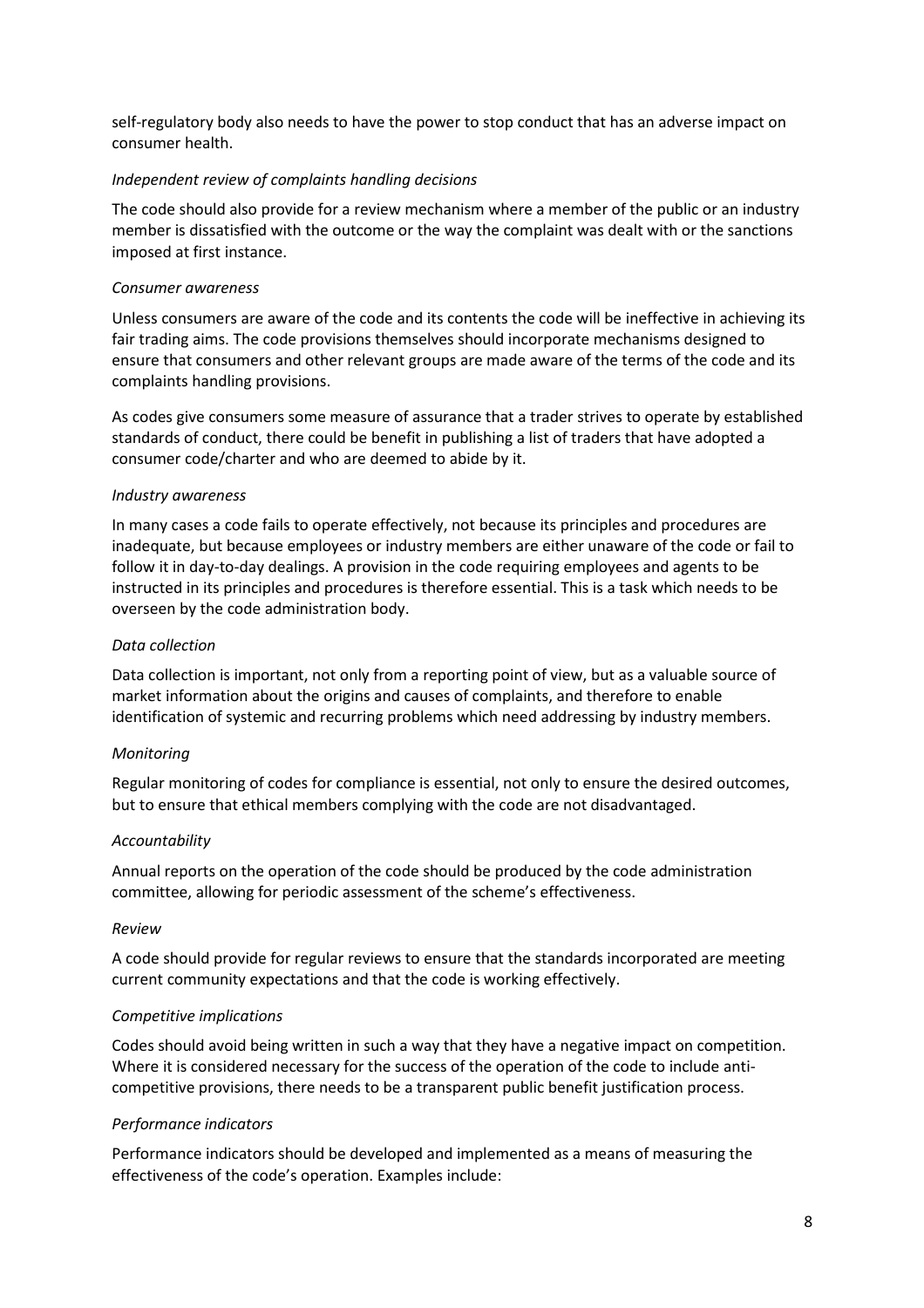self-regulatory body also needs to have the power to stop conduct that has an adverse impact on consumer health.

*Independent review of complaints handling decisions*

The code should also provide for a review mechanism where a member of the public or an industry member is dissatisfied with the outcome or the way the complaint was dealt with or the sanctions imposed at first instance.

*Consumer awareness*

Unless consumers are aware of the code and its contents the code will be ineffective in achieving its fair trading aims. The code provisions themselves should incorporate mechanisms designed to ensure that consumers and other relevant groups are made aware of the terms of the code and its complaints handling provisions.

As codes give consumers some measure of assurance that a trader strives to operate by established standards of conduct, there could be benefit in publishing a list of traders that have adopted a consumer code/charter and who are deemed to abide by it.

*Industry awareness*

In many cases a code fails to operate effectively, not because its principles and procedures are inadequate, but because employees or industry members are either unaware of the code or fail to follow it in day-to-day dealings. A provision in the code requiring employees and agents to be instructed in its principles and procedures is therefore essential. This is a task which needs to be overseen by the code administration body.

*Data collection*

Data collection is important, not only from a reporting point of view, but as a valuable source of market information about the origins and causes of complaints, and therefore to enable identification of systemic and recurring problems which need addressing by industry members.

*Monitoring*

Regular monitoring of codes for compliance is essential, not only to ensure the desired outcomes, but to ensure that ethical members complying with the code are not disadvantaged.

*Accountability*

Annual reports on the operation of the code should be produced by the code administration committee, allowing for periodic assessment of the scheme's effectiveness.

*Review*

A code should provide for regular reviews to ensure that the standards incorporated are meeting current community expectations and that the code is working effectively.

*Competitive implications*

Codes should avoid being written in such a way that they have a negative impact on competition. Where it is considered necessary for the success of the operation of the code to include anti-competitive provisions, there needs to be a transparent public benefit justification process.

*Performance indicators*

Performance indicators should be developed and implemented as a means of measuring the effectiveness of the code's operation. Examples include: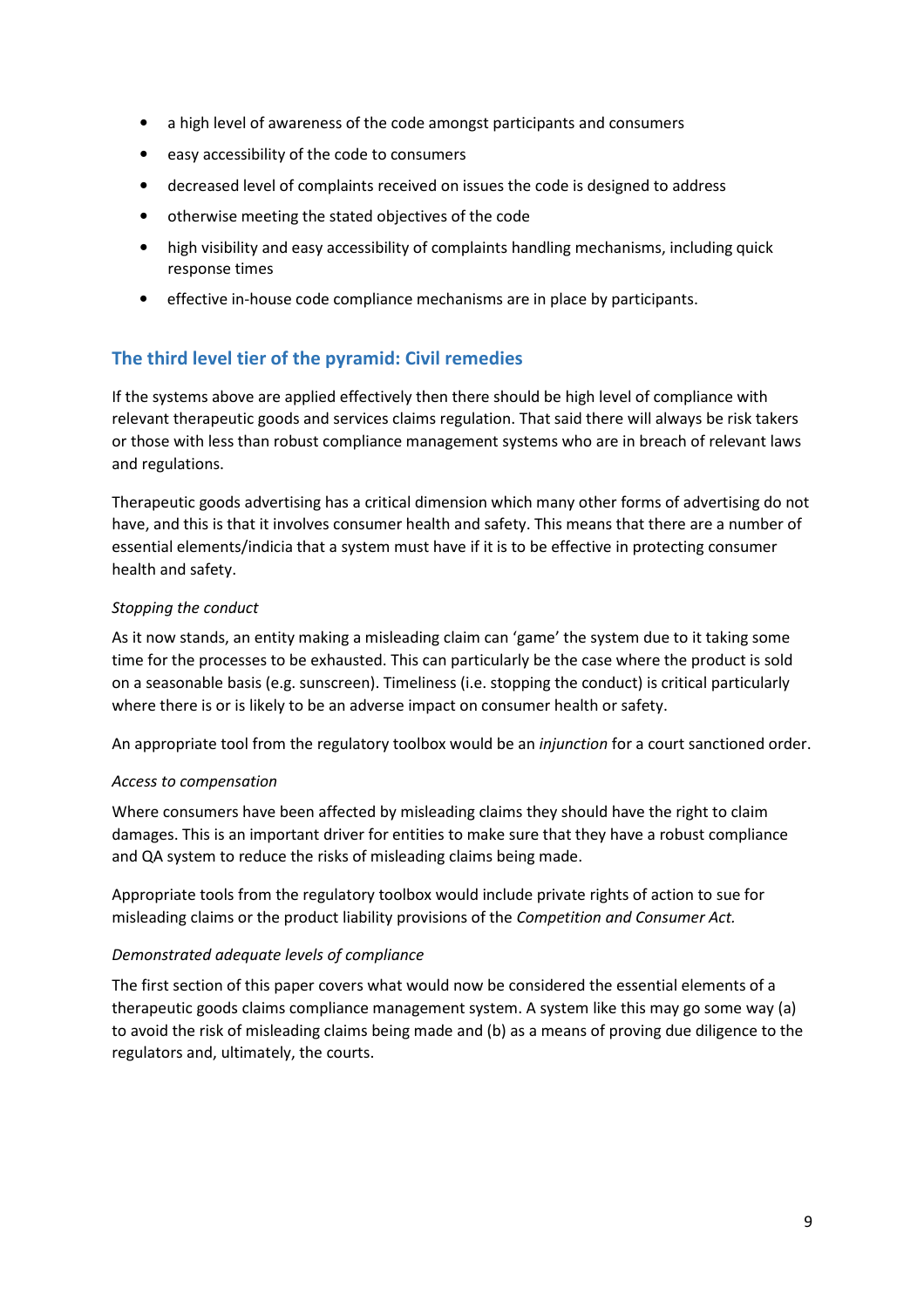- a high level of awareness of the code amongst participants and consumers
- easy accessibility of the code to consumers
- decreased level of complaints received on issues the code is designed to address
- otherwise meeting the stated objectives of the code
- high visibility and easy accessibility of complaints handling mechanisms, including quick response times
- effective in-house code compliance mechanisms are in place by participants.

## The third level tier of the pyramid: Civil remedies

If the systems above are applied effectively then there should be high level of compliance with relevant therapeutic goods and services claims regulation. That said there will always be risk takers or those with less than robust compliance management systems who are in breach of relevant laws and regulations.

Therapeutic goods advertising has a critical dimension which many other forms of advertising do not have, and this is that it involves consumer health and safety. This means that there are a number of essential elements/indicia that a system must have if it is to be effective in protecting consumer health and safety.

*Stopping the conduct*

As it now stands, an entity making a misleading claim can 'game' the system due to it taking some time for the processes to be exhausted. This can particularly be the case where the product is sold on a seasonable basis (e.g. sunscreen). Timeliness (i.e. stopping the conduct) is critical particularly where there is or is likely to be an adverse impact on consumer health or safety.

An appropriate tool from the regulatory toolbox would be an *injunction* for a court sanctioned order.

*Access to compensation*

Where consumers have been affected by misleading claims they should have the right to claim damages. This is an important driver for entities to make sure that they have a robust compliance and QA system to reduce the risks of misleading claims being made.

Appropriate tools from the regulatory toolbox would include private rights of action to sue for misleading claims or the product liability provisions of the *Competition and Consumer Act.*

*Demonstrated adequate levels of compliance*

The first section of this paper covers what would now be considered the essential elements of a therapeutic goods claims compliance management system. A system like this may go some way (a) to avoid the risk of misleading claims being made and (b) as a means of proving due diligence to the regulators and, ultimately, the courts.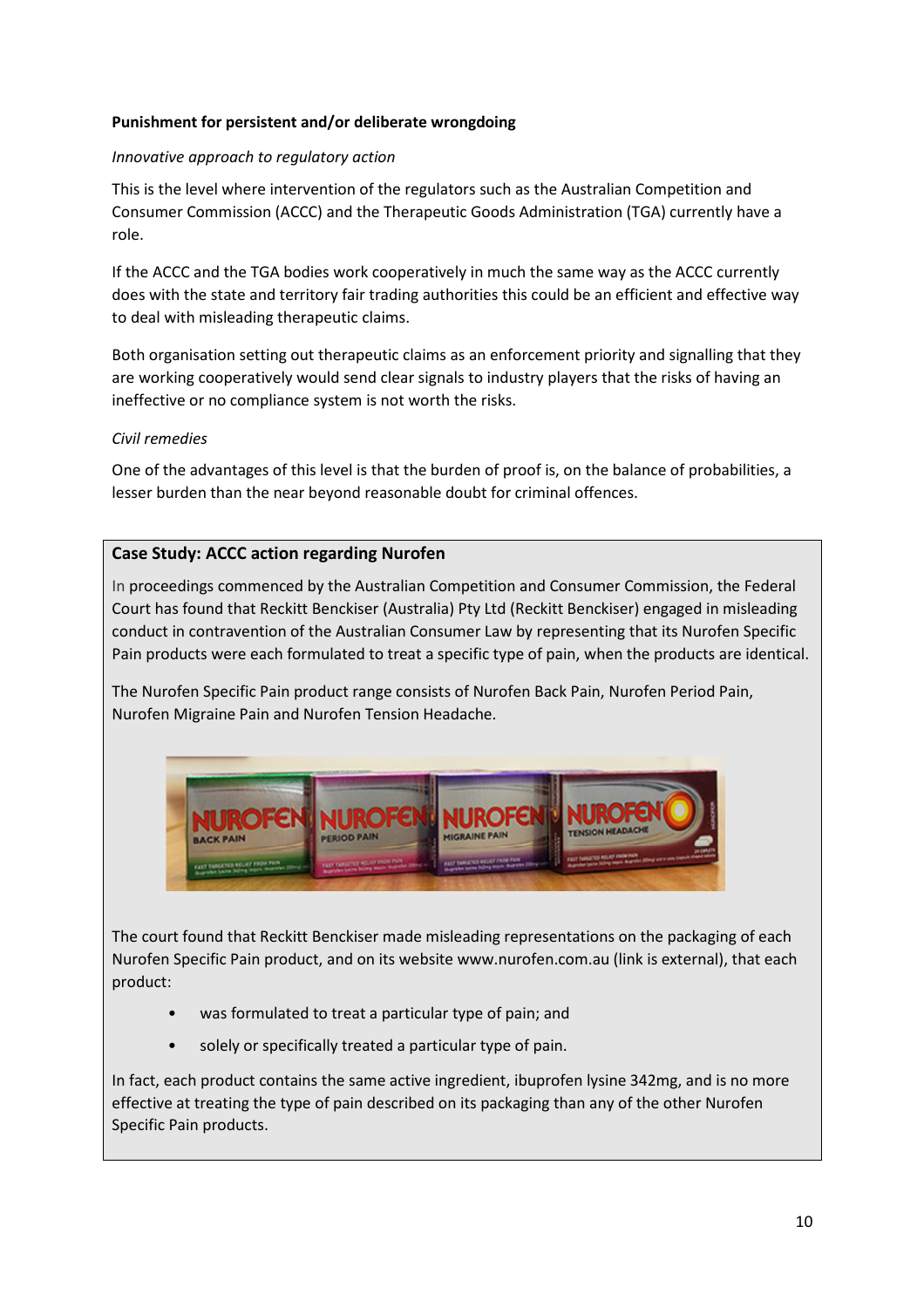**Punishment for persistent and/or deliberate wrongdoing**

*Innovative approach to regulatory action*

This is the level where intervention of the regulators such as the Australian Competition and Consumer Commission (ACCC) and the Therapeutic Goods Administration (TGA) currently have a role.

If the ACCC and the TGA bodies work cooperatively in much the same way as the ACCC currently does with the state and territory fair trading authorities this could be an efficient and effective way to deal with misleading therapeutic claims.

Both organisation setting out therapeutic claims as an enforcement priority and signalling that they are working cooperatively would send clear signals to industry players that the risks of having an ineffective or no compliance system is not worth the risks.

*Civil remedies*

One of the advantages of this level is that the burden of proof is, on the balance of probabilities, a lesser burden than the near beyond reasonable doubt for criminal offences.

**Case Study: ACCC action regarding Nurofen**

In proceedings commenced by the Australian Competition and Consumer Commission, the Federal Court has found that Reckitt Benckiser (Australia) Pty Ltd (Reckitt Benckiser) engaged in misleading conduct in contravention of the Australian Consumer Law by representing that its Nurofen Specific Pain products were each formulated to treat a specific type of pain, when the products are identical.

The Nurofen Specific Pain product range consists of Nurofen Back Pain, Nurofen Period Pain, Nurofen Migraine Pain and Nurofen Tension Headache.

The court found that Reckitt Benckiser made misleading representations on the packaging of each Nurofen Specific Pain product, and on its website www.nurofen.com.au (link is external), that each product:

- was formulated to treat a particular type of pain; and
- solely or specifically treated a particular type of pain.

In fact, each product contains the same active ingredient, ibuprofen lysine 342mg, and is no more effective at treating the type of pain described on its packaging than any of the other Nurofen Specific Pain products.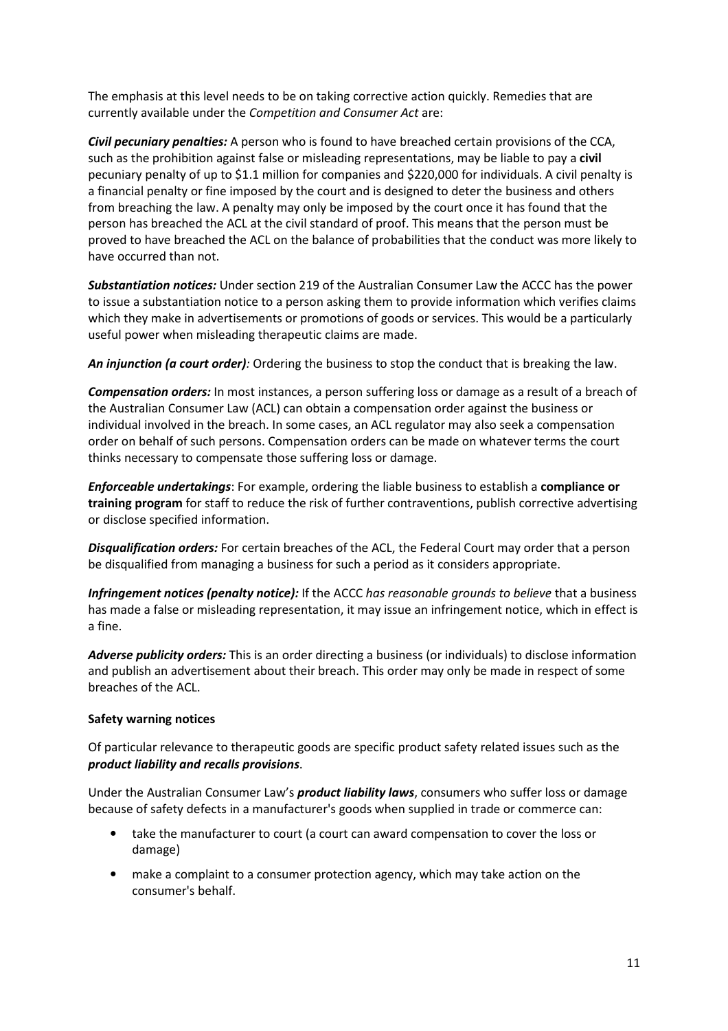The emphasis at this level needs to be on taking corrective action quickly. Remedies that are currently available under the *Competition and Consumer Act* are:

***Civil pecuniary penalties:*** A person who is found to have breached certain provisions of the CCA, such as the prohibition against false or misleading representations, may be liable to pay a **civil** pecuniary penalty of up to $1.1 million for companies and $220,000 for individuals. A civil penalty is a financial penalty or fine imposed by the court and is designed to deter the business and others from breaching the law. A penalty may only be imposed by the court once it has found that the person has breached the ACL at the civil standard of proof. This means that the person must be proved to have breached the ACL on the balance of probabilities that the conduct was more likely to have occurred than not.

***Substantiation notices:*** Under section 219 of the Australian Consumer Law the ACCC has the power to issue a substantiation notice to a person asking them to provide information which verifies claims which they make in advertisements or promotions of goods or services. This would be a particularly useful power when misleading therapeutic claims are made.

***An injunction (a court order)****:* Ordering the business to stop the conduct that is breaking the law.

***Compensation orders:*** In most instances, a person suffering loss or damage as a result of a breach of the Australian Consumer Law (ACL) can obtain a compensation order against the business or individual involved in the breach. In some cases, an ACL regulator may also seek a compensation order on behalf of such persons. Compensation orders can be made on whatever terms the court thinks necessary to compensate those suffering loss or damage.

***Enforceable undertakings***: For example, ordering the liable business to establish a **compliance or training program** for staff to reduce the risk of further contraventions, publish corrective advertising or disclose specified information.

***Disqualification orders:*** For certain breaches of the ACL, the Federal Court may order that a person be disqualified from managing a business for such a period as it considers appropriate.

***Infringement notices (penalty notice):*** If the ACCC *has reasonable grounds to believe* that a business has made a false or misleading representation, it may issue an infringement notice, which in effect is a fine.

***Adverse publicity orders:*** This is an order directing a business (or individuals) to disclose information and publish an advertisement about their breach. This order may only be made in respect of some breaches of the ACL.

**Safety warning notices**

Of particular relevance to therapeutic goods are specific product safety related issues such as the ***product liability and recalls provisions***.

Under the Australian Consumer Law's ***product liability laws***, consumers who suffer loss or damage because of safety defects in a manufacturer's goods when supplied in trade or commerce can:

- take the manufacturer to court (a court can award compensation to cover the loss or damage)
- make a complaint to a consumer protection agency, which may take action on the consumer's behalf.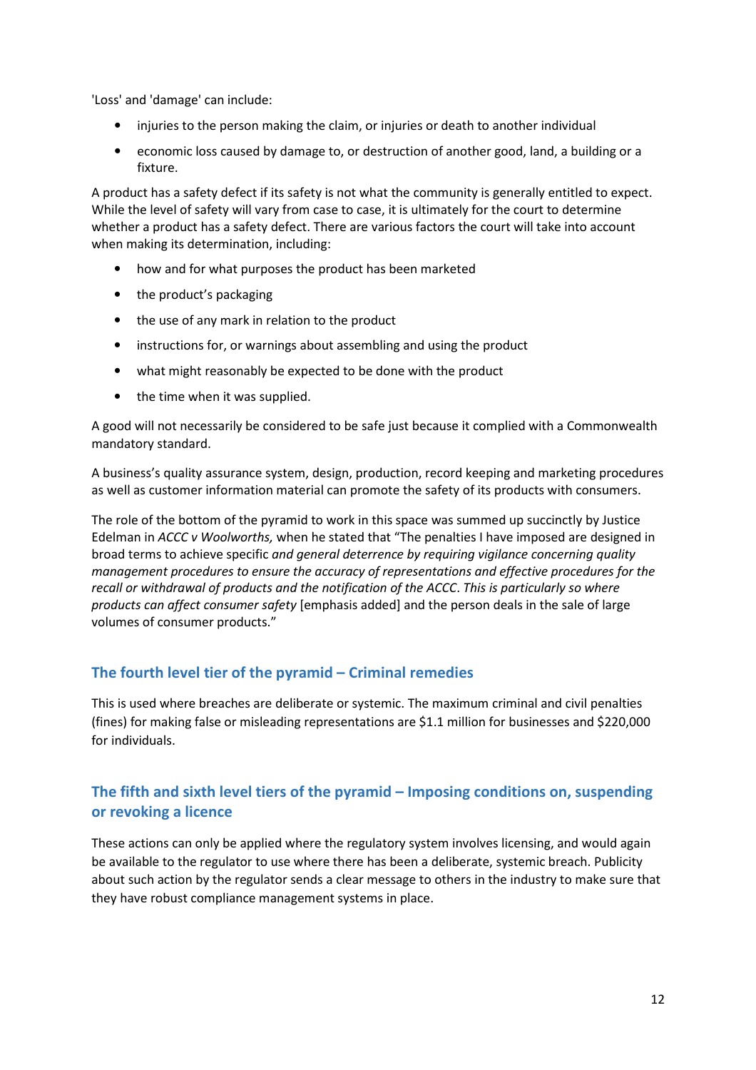'Loss' and 'damage' can include:

- injuries to the person making the claim, or injuries or death to another individual
- economic loss caused by damage to, or destruction of another good, land, a building or a fixture.

A product has a safety defect if its safety is not what the community is generally entitled to expect. While the level of safety will vary from case to case, it is ultimately for the court to determine whether a product has a safety defect. There are various factors the court will take into account when making its determination, including:

- how and for what purposes the product has been marketed
- the product's packaging
- the use of any mark in relation to the product
- instructions for, or warnings about assembling and using the product
- what might reasonably be expected to be done with the product
- the time when it was supplied.

A good will not necessarily be considered to be safe just because it complied with a Commonwealth mandatory standard.

A business's quality assurance system, design, production, record keeping and marketing procedures as well as customer information material can promote the safety of its products with consumers.

The role of the bottom of the pyramid to work in this space was summed up succinctly by Justice Edelman in *ACCC v Woolworths,* when he stated that "The penalties I have imposed are designed in broad terms to achieve specific *and general deterrence by requiring vigilance concerning quality management procedures to ensure the accuracy of representations and effective procedures for the recall or withdrawal of products and the notification of the ACCC. This is particularly so where products can affect consumer safety* [emphasis added] and the person deals in the sale of large volumes of consumer products."

## The fourth level tier of the pyramid – Criminal remedies

This is used where breaches are deliberate or systemic. The maximum criminal and civil penalties (fines) for making false or misleading representations are $1.1 million for businesses and $220,000 for individuals.

## The fifth and sixth level tiers of the pyramid – Imposing conditions on, suspending or revoking a licence

These actions can only be applied where the regulatory system involves licensing, and would again be available to the regulator to use where there has been a deliberate, systemic breach. Publicity about such action by the regulator sends a clear message to others in the industry to make sure that they have robust compliance management systems in place.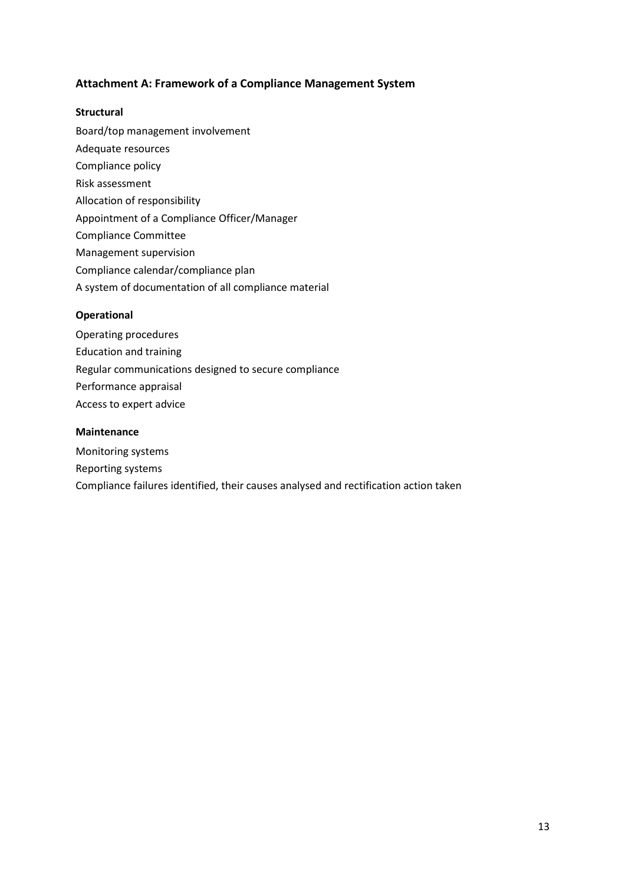## Attachment A: Framework of a Compliance Management System

### Structural

Board/top management involvement

Adequate resources

Compliance policy

Risk assessment

Allocation of responsibility

Appointment of a Compliance Officer/Manager

Compliance Committee

Management supervision

Compliance calendar/compliance plan

A system of documentation of all compliance material

### Operational

Operating procedures

Education and training

Regular communications designed to secure compliance

Performance appraisal

Access to expert advice

### Maintenance

Monitoring systems

Reporting systems

Compliance failures identified, their causes analysed and rectification action taken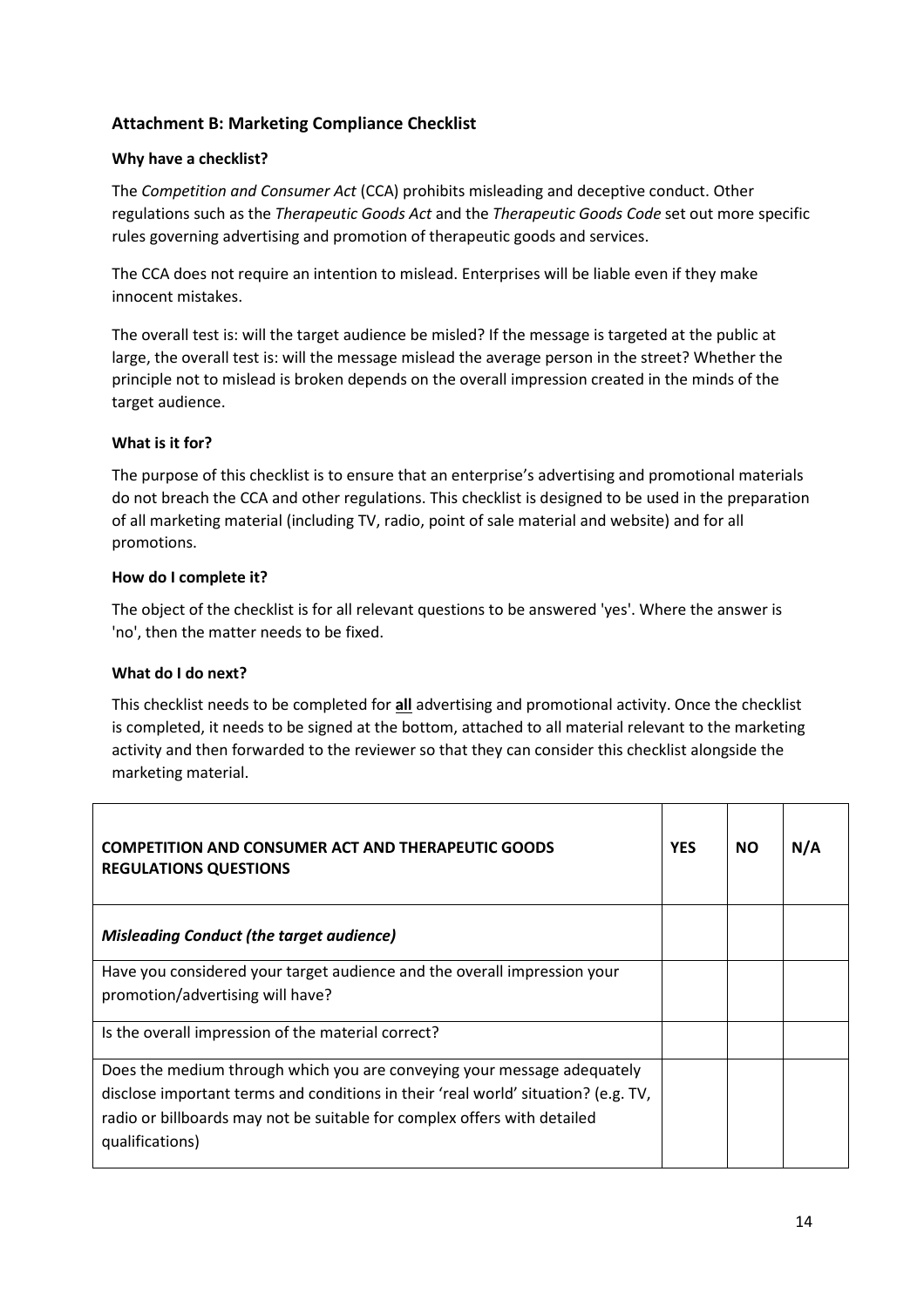## Attachment B: Marketing Compliance Checklist

### Why have a checklist?

The *Competition and Consumer Act* (CCA) prohibits misleading and deceptive conduct. Other regulations such as the *Therapeutic Goods Act* and the *Therapeutic Goods Code* set out more specific rules governing advertising and promotion of therapeutic goods and services.

The CCA does not require an intention to mislead. Enterprises will be liable even if they make innocent mistakes.

The overall test is: will the target audience be misled? If the message is targeted at the public at large, the overall test is: will the message mislead the average person in the street? Whether the principle not to mislead is broken depends on the overall impression created in the minds of the target audience.

### What is it for?

The purpose of this checklist is to ensure that an enterprise's advertising and promotional materials do not breach the CCA and other regulations. This checklist is designed to be used in the preparation of all marketing material (including TV, radio, point of sale material and website) and for all promotions.

### How do I complete it?

The object of the checklist is for all relevant questions to be answered 'yes'. Where the answer is 'no', then the matter needs to be fixed.

### What do I do next?

This checklist needs to be completed for **all** advertising and promotional activity. Once the checklist is completed, it needs to be signed at the bottom, attached to all material relevant to the marketing activity and then forwarded to the reviewer so that they can consider this checklist alongside the marketing material.

| COMPETITION AND CONSUMER ACT AND THERAPEUTIC GOODS REGULATIONS QUESTIONS | YES | NO | N/A |
|---|---|---|---|
| ***Misleading Conduct (the target audience)*** | | | |
| Have you considered your target audience and the overall impression your promotion/advertising will have? | | | |
| Is the overall impression of the material correct? | | | |
| Does the medium through which you are conveying your message adequately disclose important terms and conditions in their 'real world' situation? (e.g. TV, radio or billboards may not be suitable for complex offers with detailed qualifications) | | | |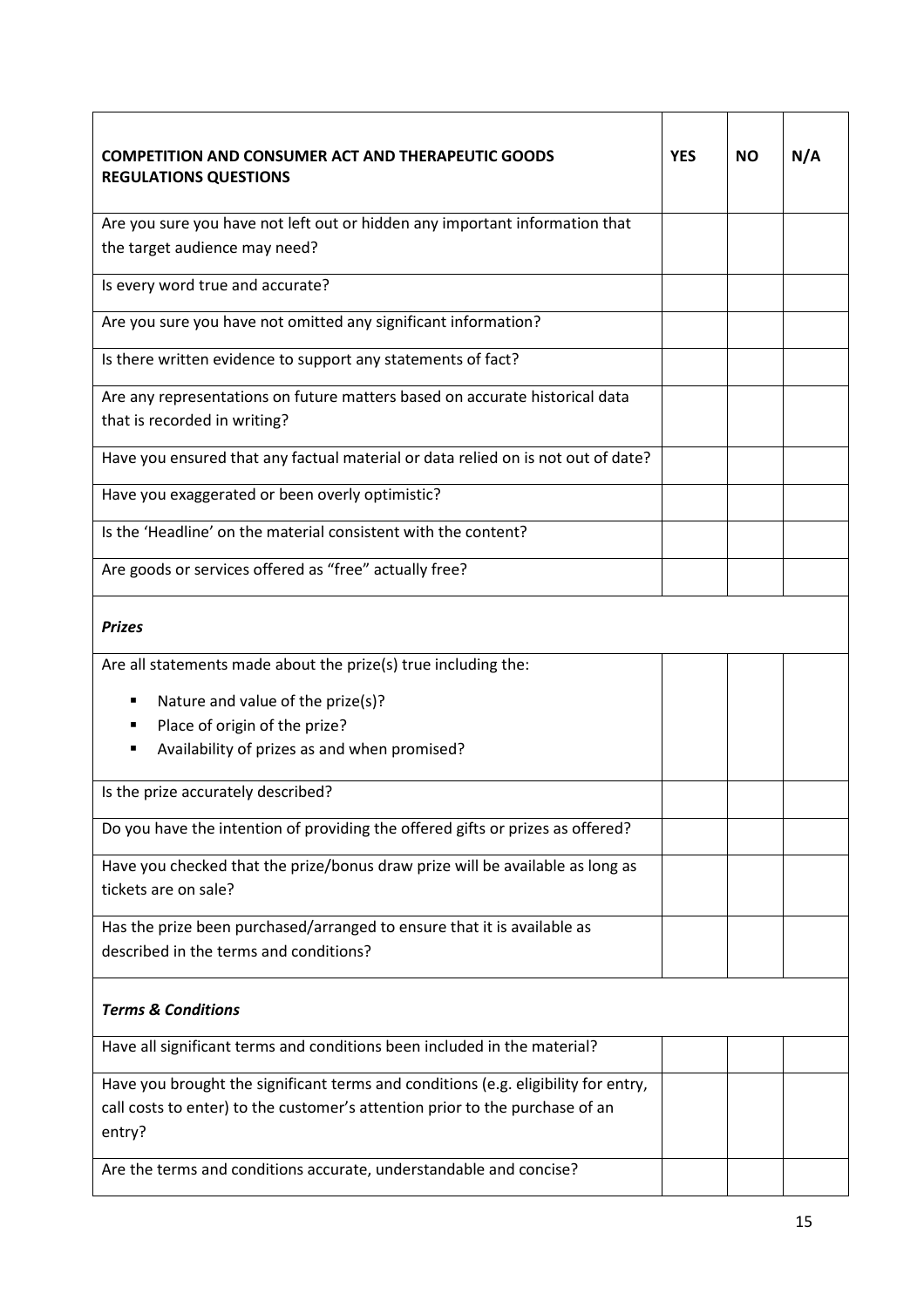| COMPETITION AND CONSUMER ACT AND THERAPEUTIC GOODS REGULATIONS QUESTIONS | YES | NO | N/A |
|---|---|---|---|
| Are you sure you have not left out or hidden any important information that the target audience may need? | | | |
| Is every word true and accurate? | | | |
| Are you sure you have not omitted any significant information? | | | |
| Is there written evidence to support any statements of fact? | | | |
| Are any representations on future matters based on accurate historical data that is recorded in writing? | | | |
| Have you ensured that any factual material or data relied on is not out of date? | | | |
| Have you exaggerated or been overly optimistic? | | | |
| Is the 'Headline' on the material consistent with the content? | | | |
| Are goods or services offered as "free" actually free? | | | |
| ***Prizes*** | | | |
| Are all statements made about the prize(s) true including the:<br>▪ Nature and value of the prize(s)?<br>▪ Place of origin of the prize?<br>▪ Availability of prizes as and when promised? | | | |
| Is the prize accurately described? | | | |
| Do you have the intention of providing the offered gifts or prizes as offered? | | | |
| Have you checked that the prize/bonus draw prize will be available as long as tickets are on sale? | | | |
| Has the prize been purchased/arranged to ensure that it is available as described in the terms and conditions? | | | |
| ***Terms & Conditions*** | | | |
| Have all significant terms and conditions been included in the material? | | | |
| Have you brought the significant terms and conditions (e.g. eligibility for entry, call costs to enter) to the customer's attention prior to the purchase of an entry? | | | |
| Are the terms and conditions accurate, understandable and concise? | | | |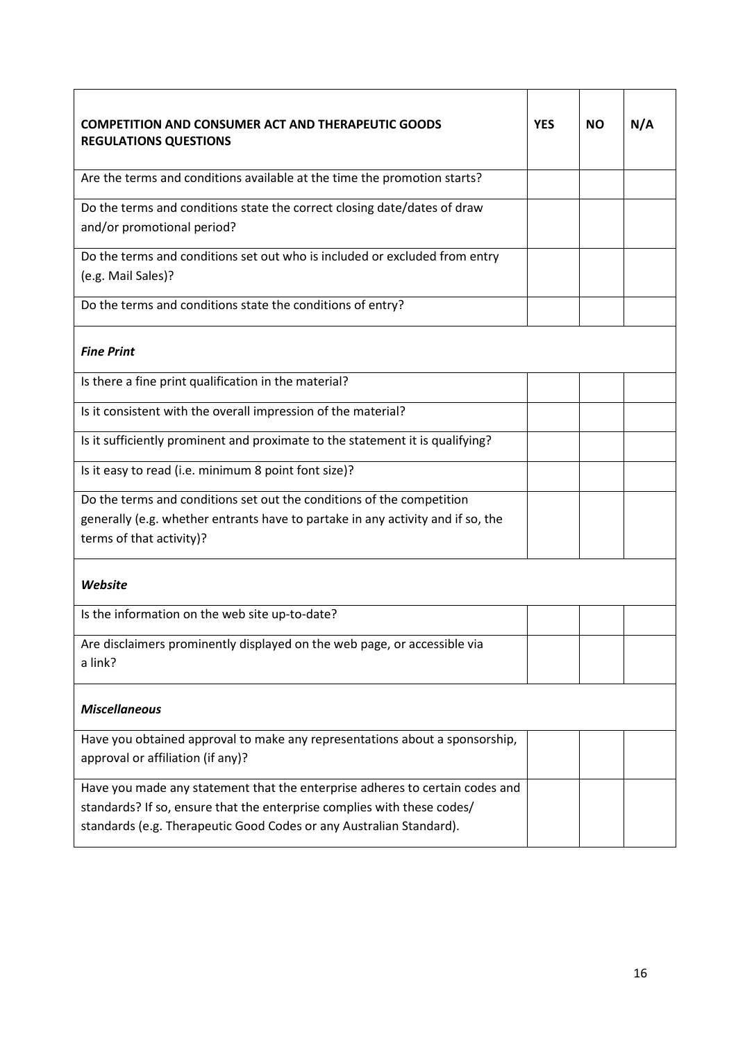| **COMPETITION AND CONSUMER ACT AND THERAPEUTIC GOODS REGULATIONS QUESTIONS** | **YES** | **NO** | **N/A** |
|---|---|---|---|
| Are the terms and conditions available at the time the promotion starts? | | | |
| Do the terms and conditions state the correct closing date/dates of draw and/or promotional period? | | | |
| Do the terms and conditions set out who is included or excluded from entry (e.g. Mail Sales)? | | | |
| Do the terms and conditions state the conditions of entry? | | | |
| ***Fine Print*** | | | |
| Is there a fine print qualification in the material? | | | |
| Is it consistent with the overall impression of the material? | | | |
| Is it sufficiently prominent and proximate to the statement it is qualifying? | | | |
| Is it easy to read (i.e. minimum 8 point font size)? | | | |
| Do the terms and conditions set out the conditions of the competition generally (e.g. whether entrants have to partake in any activity and if so, the terms of that activity)? | | | |
| ***Website*** | | | |
| Is the information on the web site up-to-date? | | | |
| Are disclaimers prominently displayed on the web page, or accessible via a link? | | | |
| ***Miscellaneous*** | | | |
| Have you obtained approval to make any representations about a sponsorship, approval or affiliation (if any)? | | | |
| Have you made any statement that the enterprise adheres to certain codes and standards? If so, ensure that the enterprise complies with these codes/ standards (e.g. Therapeutic Good Codes or any Australian Standard). | | | |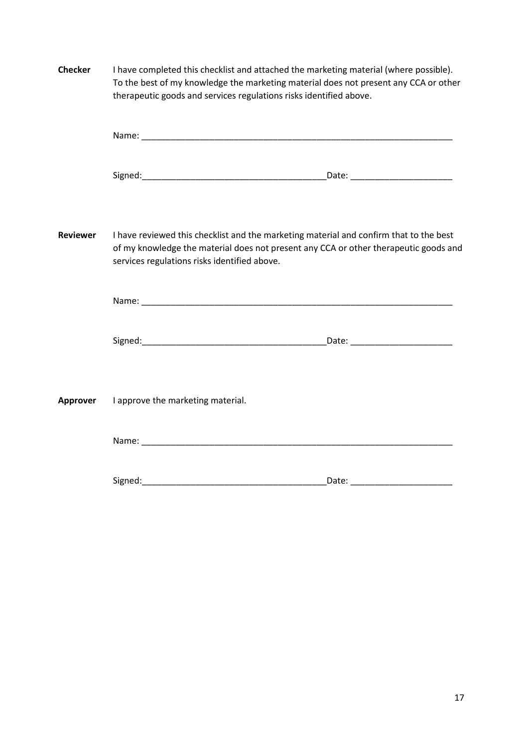**Checker** I have completed this checklist and attached the marketing material (where possible). To the best of my knowledge the marketing material does not present any CCA or other therapeutic goods and services regulations risks identified above.

Name: ____________________________________________________________

Signed: ___________________________________ Date: ____________________

**Reviewer** I have reviewed this checklist and the marketing material and confirm that to the best of my knowledge the material does not present any CCA or other therapeutic goods and services regulations risks identified above.

Name: ____________________________________________________________

Signed: ___________________________________ Date: ____________________

**Approver** I approve the marketing material.

Name: ____________________________________________________________

Signed: ___________________________________ Date: ____________________